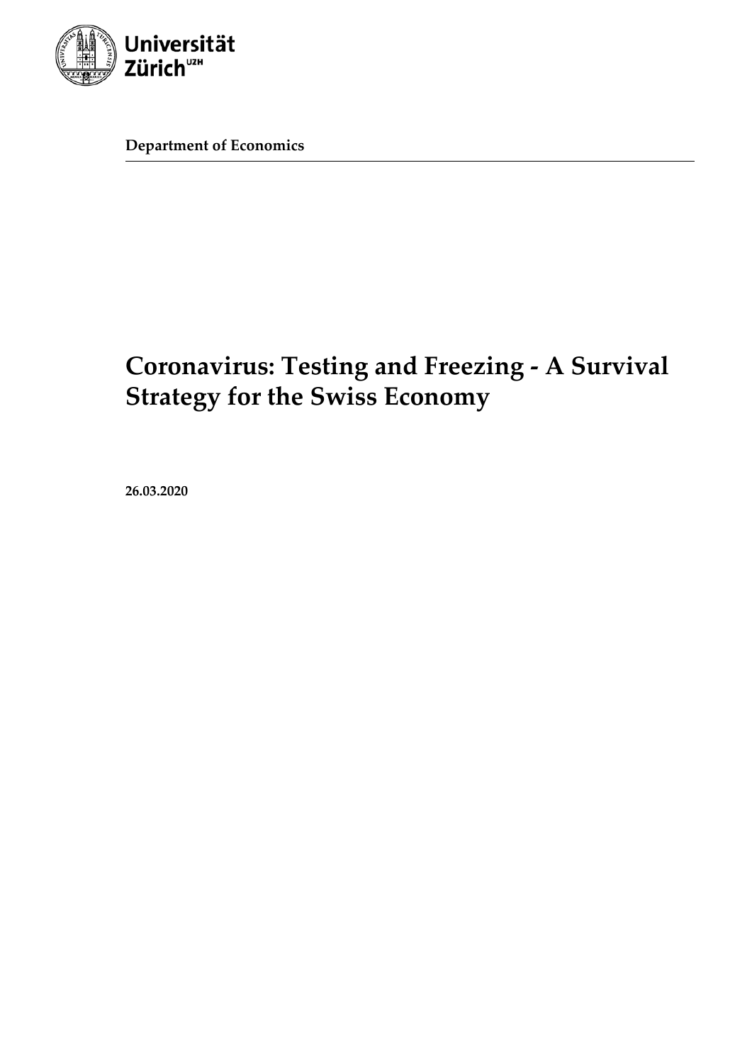Universität Zürich[UZH]

**Department of Economics**

# Coronavirus: Testing and Freezing - A Survival Strategy for the Swiss Economy

**26.03.2020**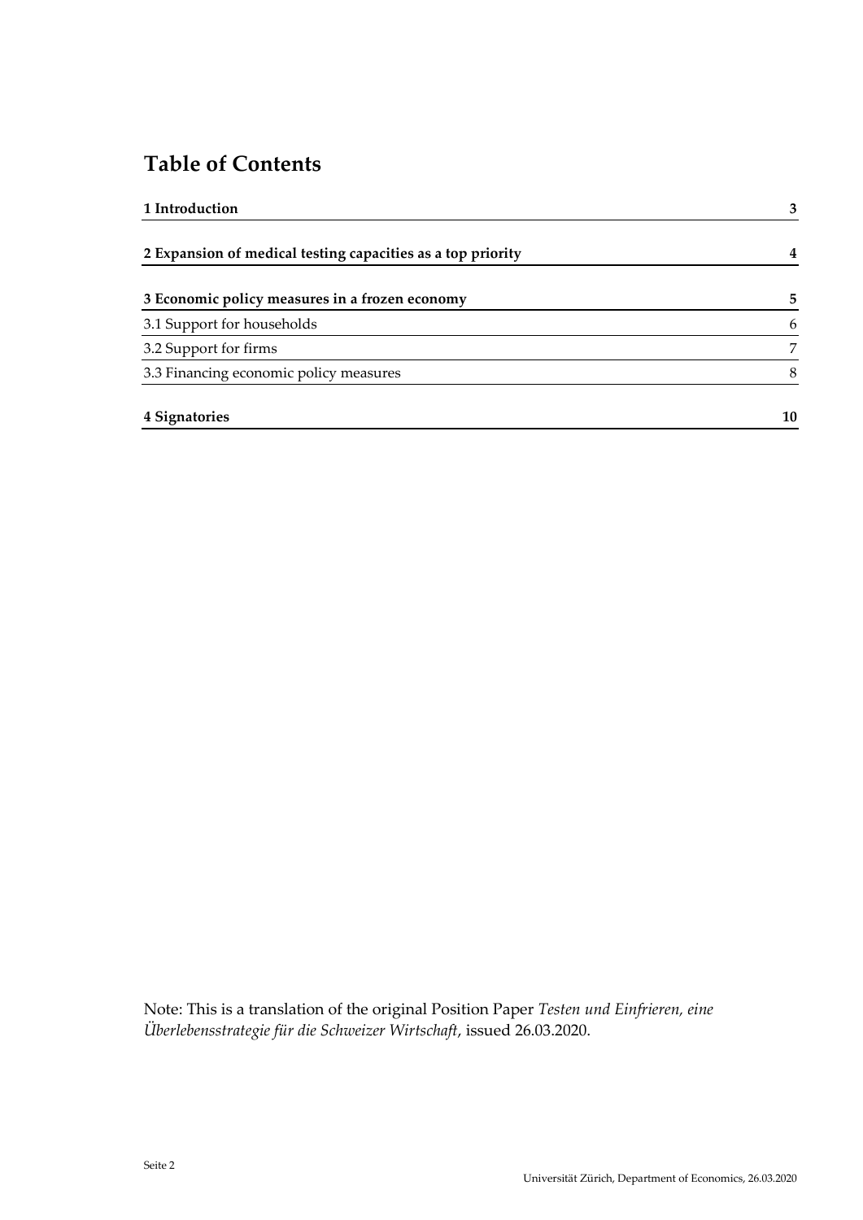# Table of Contents

| | |
|---|---|
| **1 Introduction** | **3** |
| **2 Expansion of medical testing capacities as a top priority** | **4** |
| **3 Economic policy measures in a frozen economy** | **5** |
| 3.1 Support for households | 6 |
| 3.2 Support for firms | 7 |
| 3.3 Financing economic policy measures | 8 |
| **4 Signatories** | **10** |

Note: This is a translation of the original Position Paper *Testen und Einfrieren, eine Überlebensstrategie für die Schweizer Wirtschaft*, issued 26.03.2020.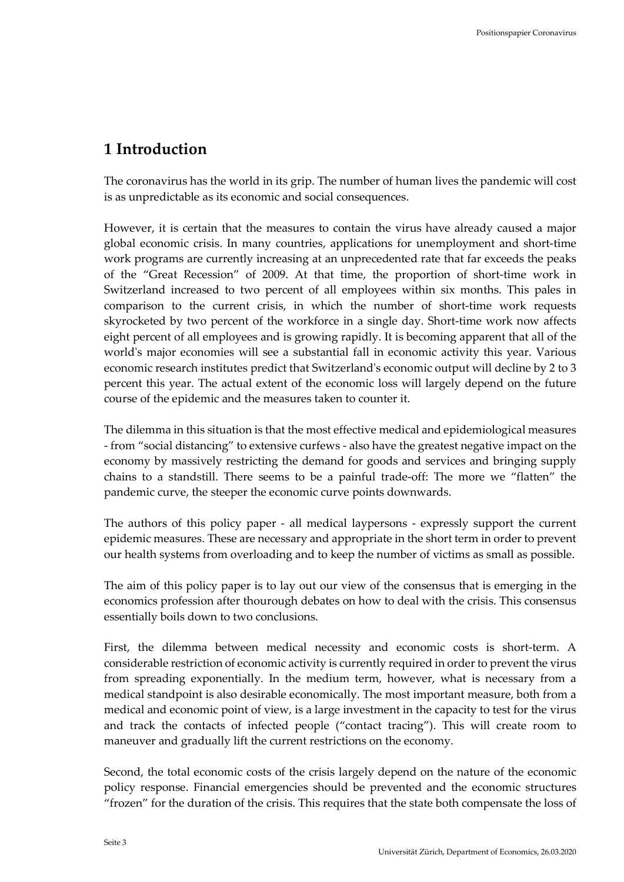# 1 Introduction

The coronavirus has the world in its grip. The number of human lives the pandemic will cost is as unpredictable as its economic and social consequences.

However, it is certain that the measures to contain the virus have already caused a major global economic crisis. In many countries, applications for unemployment and short-time work programs are currently increasing at an unprecedented rate that far exceeds the peaks of the "Great Recession" of 2009. At that time, the proportion of short-time work in Switzerland increased to two percent of all employees within six months. This pales in comparison to the current crisis, in which the number of short-time work requests skyrocketed by two percent of the workforce in a single day. Short-time work now affects eight percent of all employees and is growing rapidly. It is becoming apparent that all of the world's major economies will see a substantial fall in economic activity this year. Various economic research institutes predict that Switzerland's economic output will decline by 2 to 3 percent this year. The actual extent of the economic loss will largely depend on the future course of the epidemic and the measures taken to counter it.

The dilemma in this situation is that the most effective medical and epidemiological measures - from "social distancing" to extensive curfews - also have the greatest negative impact on the economy by massively restricting the demand for goods and services and bringing supply chains to a standstill. There seems to be a painful trade-off: The more we "flatten" the pandemic curve, the steeper the economic curve points downwards.

The authors of this policy paper - all medical laypersons - expressly support the current epidemic measures. These are necessary and appropriate in the short term in order to prevent our health systems from overloading and to keep the number of victims as small as possible.

The aim of this policy paper is to lay out our view of the consensus that is emerging in the economics profession after thourough debates on how to deal with the crisis. This consensus essentially boils down to two conclusions.

First, the dilemma between medical necessity and economic costs is short-term. A considerable restriction of economic activity is currently required in order to prevent the virus from spreading exponentially. In the medium term, however, what is necessary from a medical standpoint is also desirable economically. The most important measure, both from a medical and economic point of view, is a large investment in the capacity to test for the virus and track the contacts of infected people ("contact tracing"). This will create room to maneuver and gradually lift the current restrictions on the economy.

Second, the total economic costs of the crisis largely depend on the nature of the economic policy response. Financial emergencies should be prevented and the economic structures "frozen" for the duration of the crisis. This requires that the state both compensate the loss of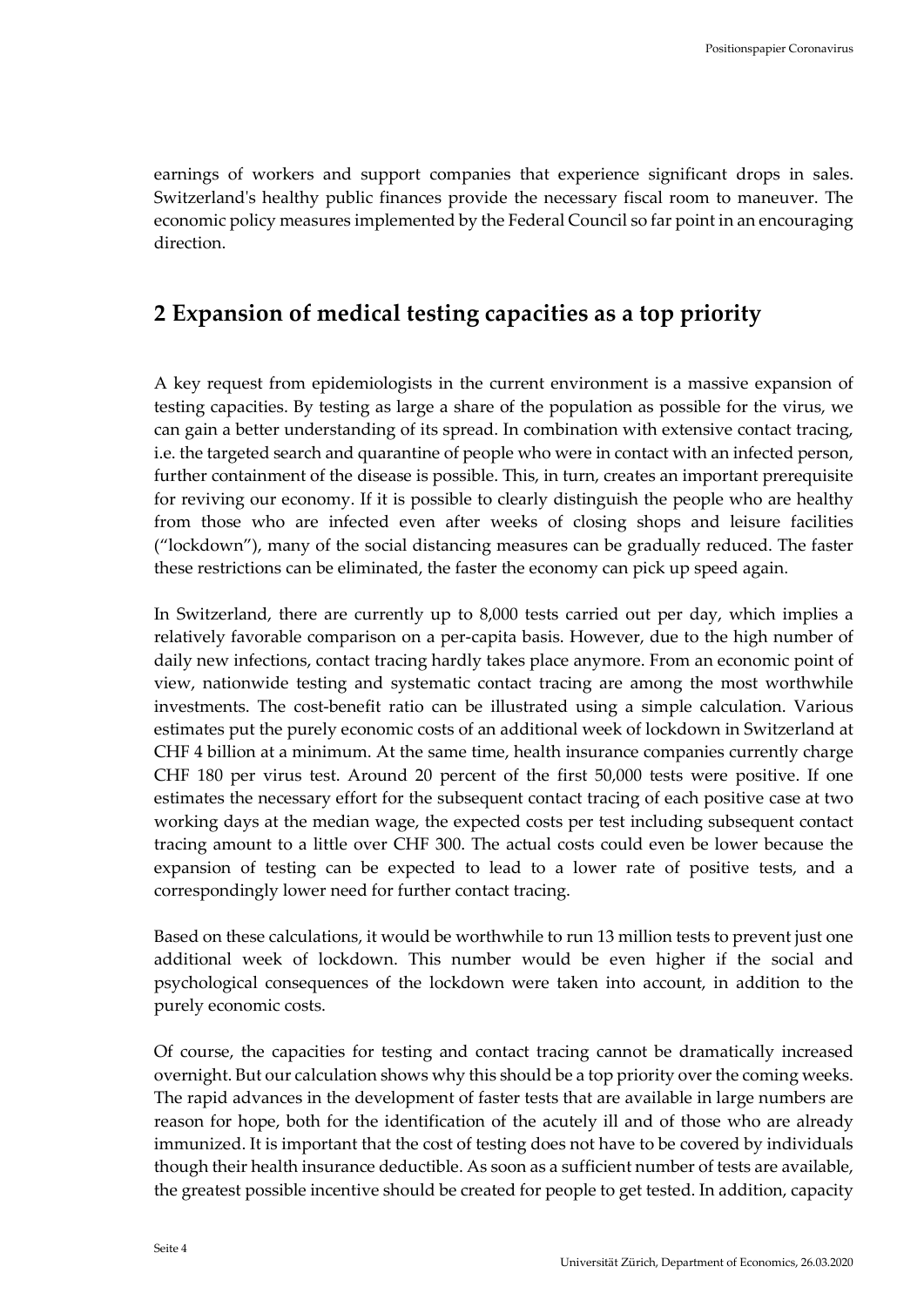earnings of workers and support companies that experience significant drops in sales. Switzerland's healthy public finances provide the necessary fiscal room to maneuver. The economic policy measures implemented by the Federal Council so far point in an encouraging direction.

## 2 Expansion of medical testing capacities as a top priority

A key request from epidemiologists in the current environment is a massive expansion of testing capacities. By testing as large a share of the population as possible for the virus, we can gain a better understanding of its spread. In combination with extensive contact tracing, i.e. the targeted search and quarantine of people who were in contact with an infected person, further containment of the disease is possible. This, in turn, creates an important prerequisite for reviving our economy. If it is possible to clearly distinguish the people who are healthy from those who are infected even after weeks of closing shops and leisure facilities ("lockdown"), many of the social distancing measures can be gradually reduced. The faster these restrictions can be eliminated, the faster the economy can pick up speed again.

In Switzerland, there are currently up to 8,000 tests carried out per day, which implies a relatively favorable comparison on a per-capita basis. However, due to the high number of daily new infections, contact tracing hardly takes place anymore. From an economic point of view, nationwide testing and systematic contact tracing are among the most worthwhile investments. The cost-benefit ratio can be illustrated using a simple calculation. Various estimates put the purely economic costs of an additional week of lockdown in Switzerland at CHF 4 billion at a minimum. At the same time, health insurance companies currently charge CHF 180 per virus test. Around 20 percent of the first 50,000 tests were positive. If one estimates the necessary effort for the subsequent contact tracing of each positive case at two working days at the median wage, the expected costs per test including subsequent contact tracing amount to a little over CHF 300. The actual costs could even be lower because the expansion of testing can be expected to lead to a lower rate of positive tests, and a correspondingly lower need for further contact tracing.

Based on these calculations, it would be worthwhile to run 13 million tests to prevent just one additional week of lockdown. This number would be even higher if the social and psychological consequences of the lockdown were taken into account, in addition to the purely economic costs.

Of course, the capacities for testing and contact tracing cannot be dramatically increased overnight. But our calculation shows why this should be a top priority over the coming weeks. The rapid advances in the development of faster tests that are available in large numbers are reason for hope, both for the identification of the acutely ill and of those who are already immunized. It is important that the cost of testing does not have to be covered by individuals though their health insurance deductible. As soon as a sufficient number of tests are available, the greatest possible incentive should be created for people to get tested. In addition, capacity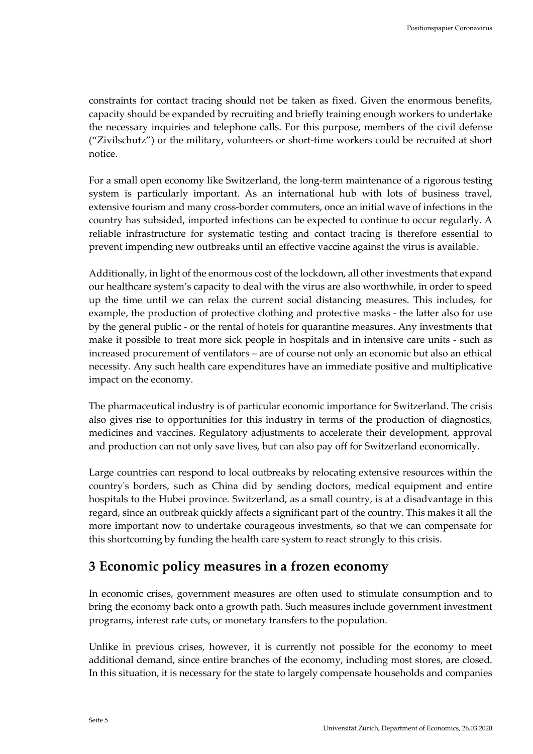constraints for contact tracing should not be taken as fixed. Given the enormous benefits, capacity should be expanded by recruiting and briefly training enough workers to undertake the necessary inquiries and telephone calls. For this purpose, members of the civil defense ("Zivilschutz") or the military, volunteers or short-time workers could be recruited at short notice.

For a small open economy like Switzerland, the long-term maintenance of a rigorous testing system is particularly important. As an international hub with lots of business travel, extensive tourism and many cross-border commuters, once an initial wave of infections in the country has subsided, imported infections can be expected to continue to occur regularly. A reliable infrastructure for systematic testing and contact tracing is therefore essential to prevent impending new outbreaks until an effective vaccine against the virus is available.

Additionally, in light of the enormous cost of the lockdown, all other investments that expand our healthcare system's capacity to deal with the virus are also worthwhile, in order to speed up the time until we can relax the current social distancing measures. This includes, for example, the production of protective clothing and protective masks - the latter also for use by the general public - or the rental of hotels for quarantine measures. Any investments that make it possible to treat more sick people in hospitals and in intensive care units - such as increased procurement of ventilators – are of course not only an economic but also an ethical necessity. Any such health care expenditures have an immediate positive and multiplicative impact on the economy.

The pharmaceutical industry is of particular economic importance for Switzerland. The crisis also gives rise to opportunities for this industry in terms of the production of diagnostics, medicines and vaccines. Regulatory adjustments to accelerate their development, approval and production can not only save lives, but can also pay off for Switzerland economically.

Large countries can respond to local outbreaks by relocating extensive resources within the country's borders, such as China did by sending doctors, medical equipment and entire hospitals to the Hubei province. Switzerland, as a small country, is at a disadvantage in this regard, since an outbreak quickly affects a significant part of the country. This makes it all the more important now to undertake courageous investments, so that we can compensate for this shortcoming by funding the health care system to react strongly to this crisis.

## 3 Economic policy measures in a frozen economy

In economic crises, government measures are often used to stimulate consumption and to bring the economy back onto a growth path. Such measures include government investment programs, interest rate cuts, or monetary transfers to the population.

Unlike in previous crises, however, it is currently not possible for the economy to meet additional demand, since entire branches of the economy, including most stores, are closed. In this situation, it is necessary for the state to largely compensate households and companies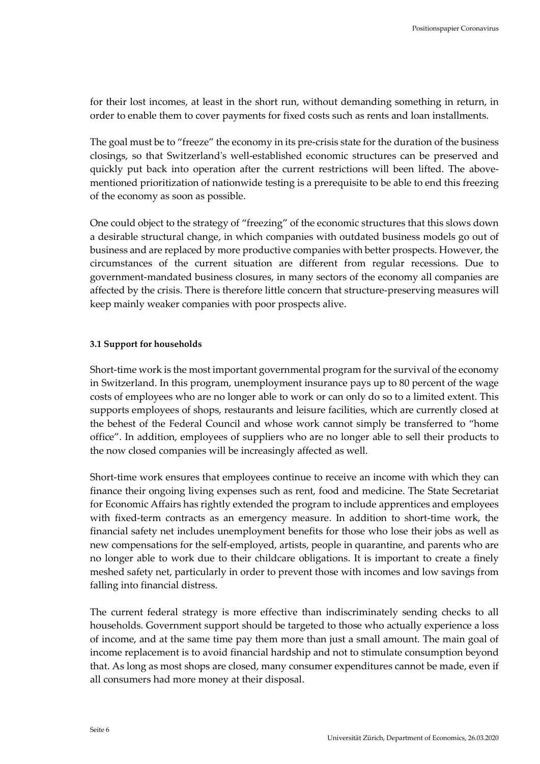for their lost incomes, at least in the short run, without demanding something in return, in order to enable them to cover payments for fixed costs such as rents and loan installments.

The goal must be to "freeze" the economy in its pre-crisis state for the duration of the business closings, so that Switzerland's well-established economic structures can be preserved and quickly put back into operation after the current restrictions will been lifted. The above-mentioned prioritization of nationwide testing is a prerequisite to be able to end this freezing of the economy as soon as possible.

One could object to the strategy of "freezing" of the economic structures that this slows down a desirable structural change, in which companies with outdated business models go out of business and are replaced by more productive companies with better prospects. However, the circumstances of the current situation are different from regular recessions. Due to government-mandated business closures, in many sectors of the economy all companies are affected by the crisis. There is therefore little concern that structure-preserving measures will keep mainly weaker companies with poor prospects alive.

#### 3.1 Support for households

Short-time work is the most important governmental program for the survival of the economy in Switzerland. In this program, unemployment insurance pays up to 80 percent of the wage costs of employees who are no longer able to work or can only do so to a limited extent. This supports employees of shops, restaurants and leisure facilities, which are currently closed at the behest of the Federal Council and whose work cannot simply be transferred to "home office". In addition, employees of suppliers who are no longer able to sell their products to the now closed companies will be increasingly affected as well.

Short-time work ensures that employees continue to receive an income with which they can finance their ongoing living expenses such as rent, food and medicine. The State Secretariat for Economic Affairs has rightly extended the program to include apprentices and employees with fixed-term contracts as an emergency measure. In addition to short-time work, the financial safety net includes unemployment benefits for those who lose their jobs as well as new compensations for the self-employed, artists, people in quarantine, and parents who are no longer able to work due to their childcare obligations. It is important to create a finely meshed safety net, particularly in order to prevent those with incomes and low savings from falling into financial distress.

The current federal strategy is more effective than indiscriminately sending checks to all households. Government support should be targeted to those who actually experience a loss of income, and at the same time pay them more than just a small amount. The main goal of income replacement is to avoid financial hardship and not to stimulate consumption beyond that. As long as most shops are closed, many consumer expenditures cannot be made, even if all consumers had more money at their disposal.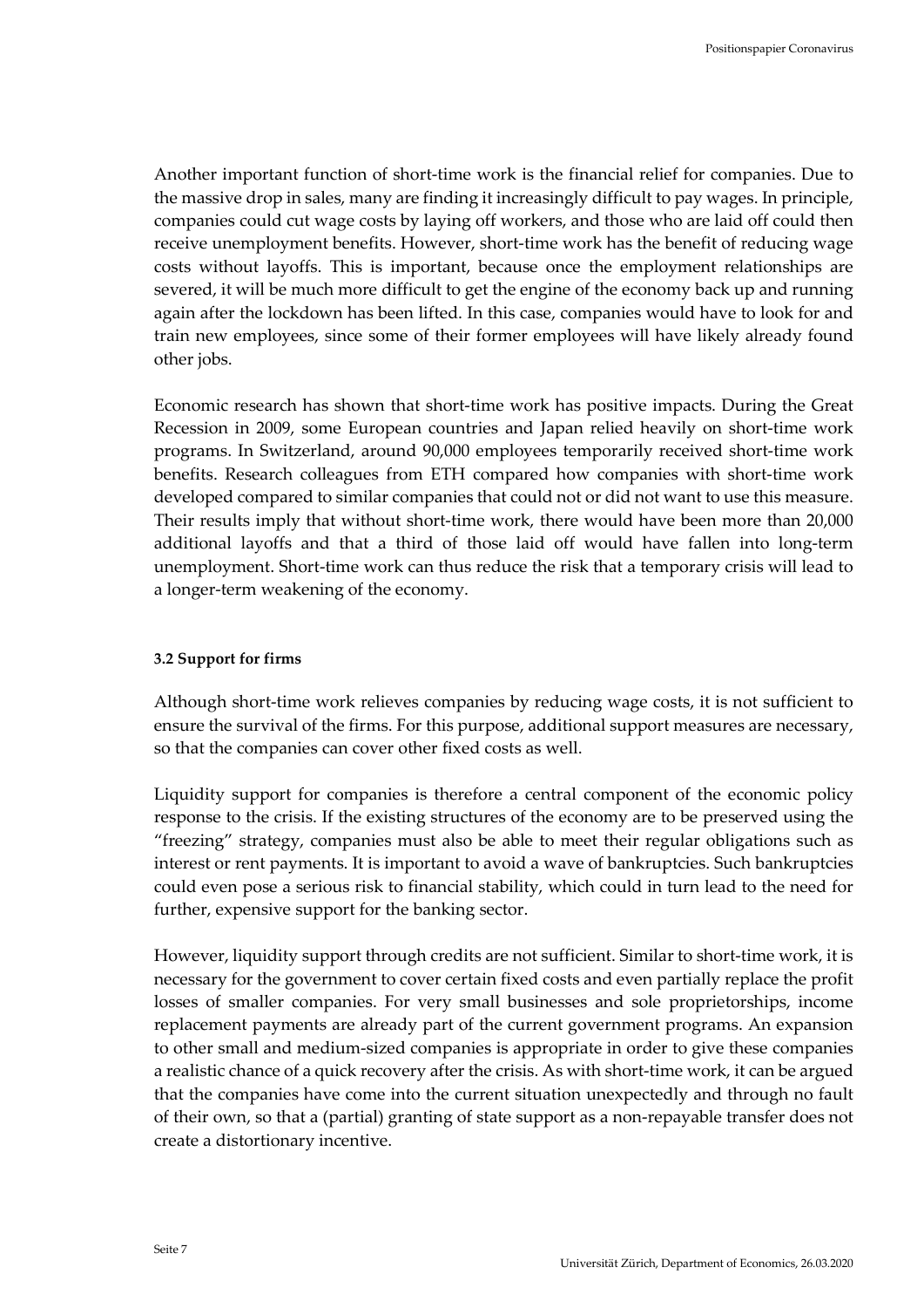Another important function of short-time work is the financial relief for companies. Due to the massive drop in sales, many are finding it increasingly difficult to pay wages. In principle, companies could cut wage costs by laying off workers, and those who are laid off could then receive unemployment benefits. However, short-time work has the benefit of reducing wage costs without layoffs. This is important, because once the employment relationships are severed, it will be much more difficult to get the engine of the economy back up and running again after the lockdown has been lifted. In this case, companies would have to look for and train new employees, since some of their former employees will have likely already found other jobs.

Economic research has shown that short-time work has positive impacts. During the Great Recession in 2009, some European countries and Japan relied heavily on short-time work programs. In Switzerland, around 90,000 employees temporarily received short-time work benefits. Research colleagues from ETH compared how companies with short-time work developed compared to similar companies that could not or did not want to use this measure. Their results imply that without short-time work, there would have been more than 20,000 additional layoffs and that a third of those laid off would have fallen into long-term unemployment. Short-time work can thus reduce the risk that a temporary crisis will lead to a longer-term weakening of the economy.

#### 3.2 Support for firms

Although short-time work relieves companies by reducing wage costs, it is not sufficient to ensure the survival of the firms. For this purpose, additional support measures are necessary, so that the companies can cover other fixed costs as well.

Liquidity support for companies is therefore a central component of the economic policy response to the crisis. If the existing structures of the economy are to be preserved using the "freezing" strategy, companies must also be able to meet their regular obligations such as interest or rent payments. It is important to avoid a wave of bankruptcies. Such bankruptcies could even pose a serious risk to financial stability, which could in turn lead to the need for further, expensive support for the banking sector.

However, liquidity support through credits are not sufficient. Similar to short-time work, it is necessary for the government to cover certain fixed costs and even partially replace the profit losses of smaller companies. For very small businesses and sole proprietorships, income replacement payments are already part of the current government programs. An expansion to other small and medium-sized companies is appropriate in order to give these companies a realistic chance of a quick recovery after the crisis. As with short-time work, it can be argued that the companies have come into the current situation unexpectedly and through no fault of their own, so that a (partial) granting of state support as a non-repayable transfer does not create a distortionary incentive.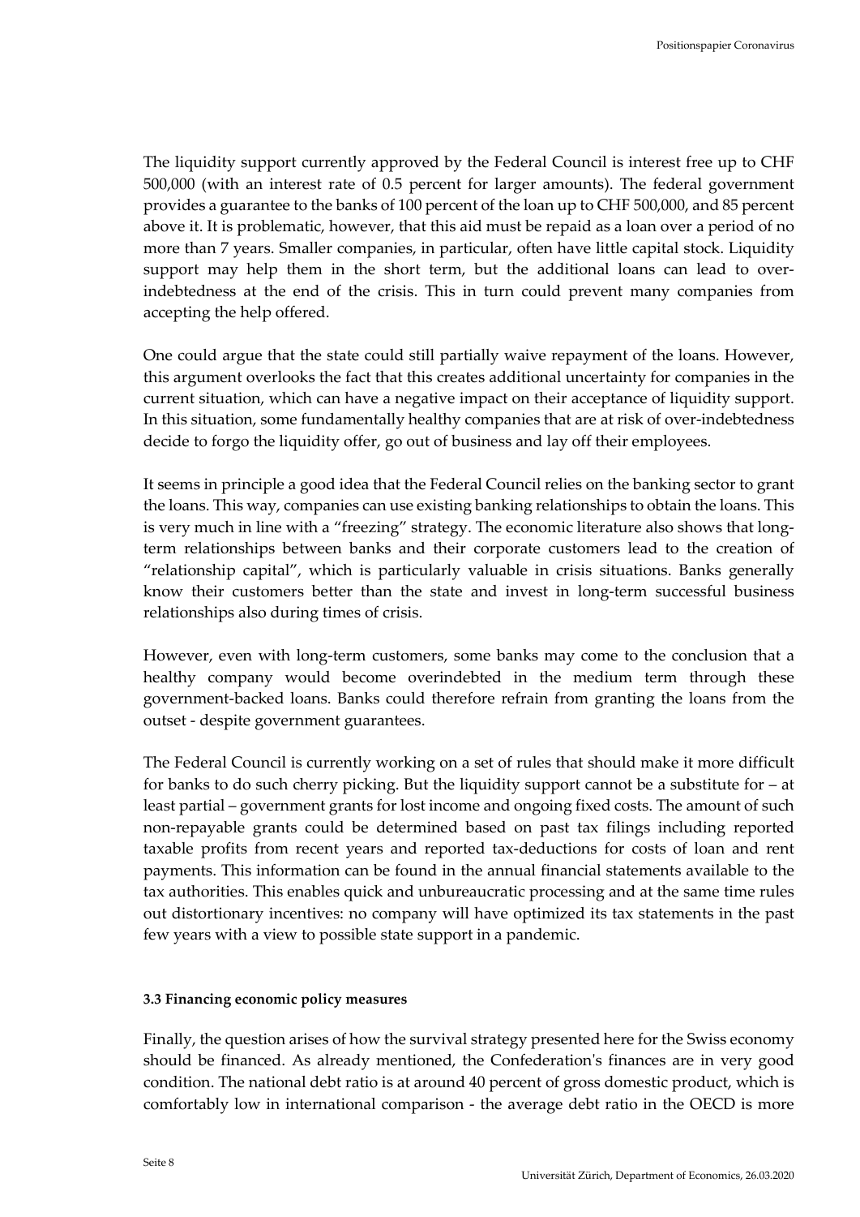The liquidity support currently approved by the Federal Council is interest free up to CHF 500,000 (with an interest rate of 0.5 percent for larger amounts). The federal government provides a guarantee to the banks of 100 percent of the loan up to CHF 500,000, and 85 percent above it. It is problematic, however, that this aid must be repaid as a loan over a period of no more than 7 years. Smaller companies, in particular, often have little capital stock. Liquidity support may help them in the short term, but the additional loans can lead to over-indebtedness at the end of the crisis. This in turn could prevent many companies from accepting the help offered.

One could argue that the state could still partially waive repayment of the loans. However, this argument overlooks the fact that this creates additional uncertainty for companies in the current situation, which can have a negative impact on their acceptance of liquidity support. In this situation, some fundamentally healthy companies that are at risk of over-indebtedness decide to forgo the liquidity offer, go out of business and lay off their employees.

It seems in principle a good idea that the Federal Council relies on the banking sector to grant the loans. This way, companies can use existing banking relationships to obtain the loans. This is very much in line with a "freezing" strategy. The economic literature also shows that long-term relationships between banks and their corporate customers lead to the creation of "relationship capital", which is particularly valuable in crisis situations. Banks generally know their customers better than the state and invest in long-term successful business relationships also during times of crisis.

However, even with long-term customers, some banks may come to the conclusion that a healthy company would become overindebted in the medium term through these government-backed loans. Banks could therefore refrain from granting the loans from the outset - despite government guarantees.

The Federal Council is currently working on a set of rules that should make it more difficult for banks to do such cherry picking. But the liquidity support cannot be a substitute for – at least partial – government grants for lost income and ongoing fixed costs. The amount of such non-repayable grants could be determined based on past tax filings including reported taxable profits from recent years and reported tax-deductions for costs of loan and rent payments. This information can be found in the annual financial statements available to the tax authorities. This enables quick and unbureaucratic processing and at the same time rules out distortionary incentives: no company will have optimized its tax statements in the past few years with a view to possible state support in a pandemic.

#### 3.3 Financing economic policy measures

Finally, the question arises of how the survival strategy presented here for the Swiss economy should be financed. As already mentioned, the Confederation's finances are in very good condition. The national debt ratio is at around 40 percent of gross domestic product, which is comfortably low in international comparison - the average debt ratio in the OECD is more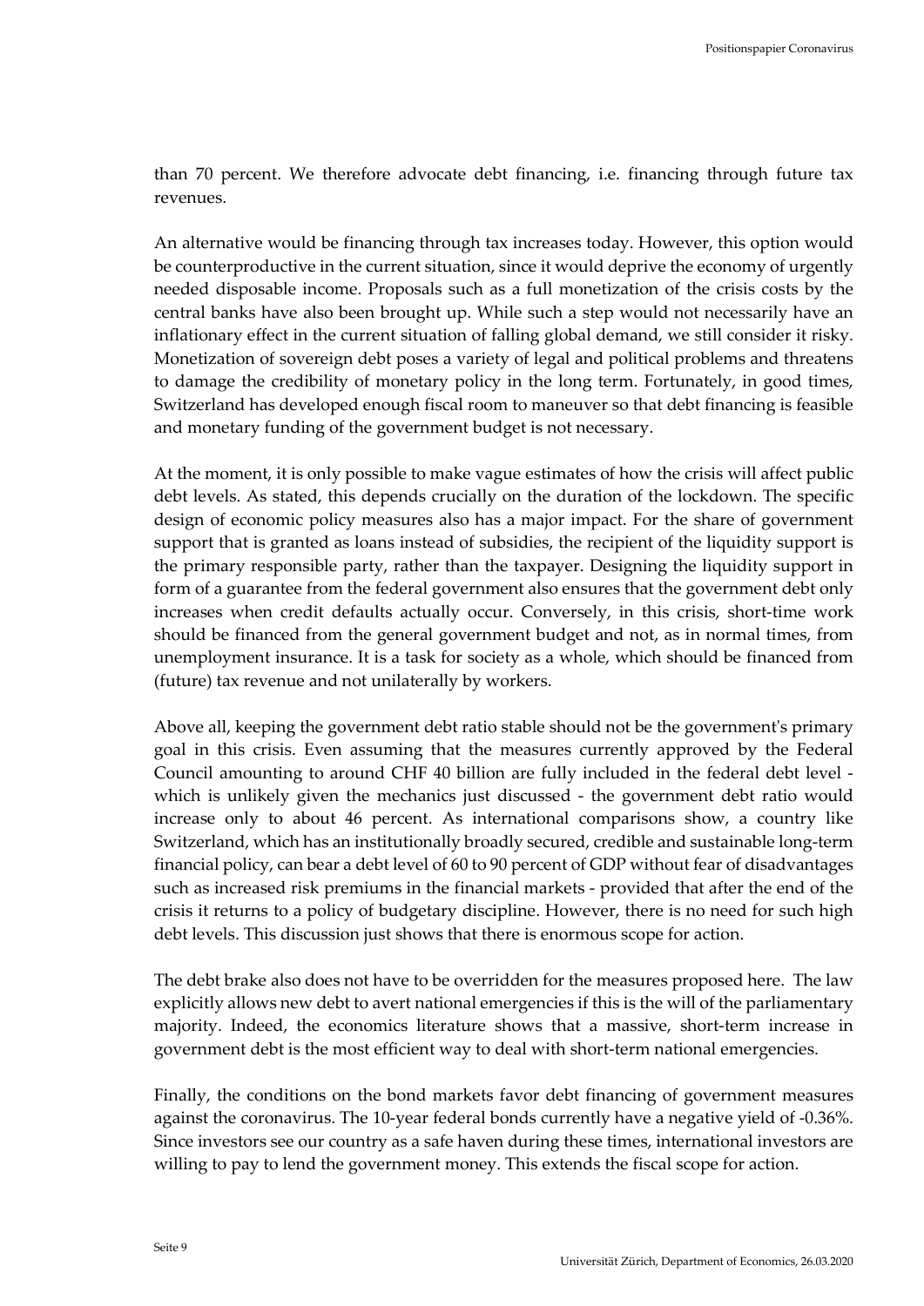than 70 percent. We therefore advocate debt financing, i.e. financing through future tax revenues.

An alternative would be financing through tax increases today. However, this option would be counterproductive in the current situation, since it would deprive the economy of urgently needed disposable income. Proposals such as a full monetization of the crisis costs by the central banks have also been brought up. While such a step would not necessarily have an inflationary effect in the current situation of falling global demand, we still consider it risky. Monetization of sovereign debt poses a variety of legal and political problems and threatens to damage the credibility of monetary policy in the long term. Fortunately, in good times, Switzerland has developed enough fiscal room to maneuver so that debt financing is feasible and monetary funding of the government budget is not necessary.

At the moment, it is only possible to make vague estimates of how the crisis will affect public debt levels. As stated, this depends crucially on the duration of the lockdown. The specific design of economic policy measures also has a major impact. For the share of government support that is granted as loans instead of subsidies, the recipient of the liquidity support is the primary responsible party, rather than the taxpayer. Designing the liquidity support in form of a guarantee from the federal government also ensures that the government debt only increases when credit defaults actually occur. Conversely, in this crisis, short-time work should be financed from the general government budget and not, as in normal times, from unemployment insurance. It is a task for society as a whole, which should be financed from (future) tax revenue and not unilaterally by workers.

Above all, keeping the government debt ratio stable should not be the government's primary goal in this crisis. Even assuming that the measures currently approved by the Federal Council amounting to around CHF 40 billion are fully included in the federal debt level - which is unlikely given the mechanics just discussed - the government debt ratio would increase only to about 46 percent. As international comparisons show, a country like Switzerland, which has an institutionally broadly secured, credible and sustainable long-term financial policy, can bear a debt level of 60 to 90 percent of GDP without fear of disadvantages such as increased risk premiums in the financial markets - provided that after the end of the crisis it returns to a policy of budgetary discipline. However, there is no need for such high debt levels. This discussion just shows that there is enormous scope for action.

The debt brake also does not have to be overridden for the measures proposed here. The law explicitly allows new debt to avert national emergencies if this is the will of the parliamentary majority. Indeed, the economics literature shows that a massive, short-term increase in government debt is the most efficient way to deal with short-term national emergencies.

Finally, the conditions on the bond markets favor debt financing of government measures against the coronavirus. The 10-year federal bonds currently have a negative yield of -0.36%. Since investors see our country as a safe haven during these times, international investors are willing to pay to lend the government money. This extends the fiscal scope for action.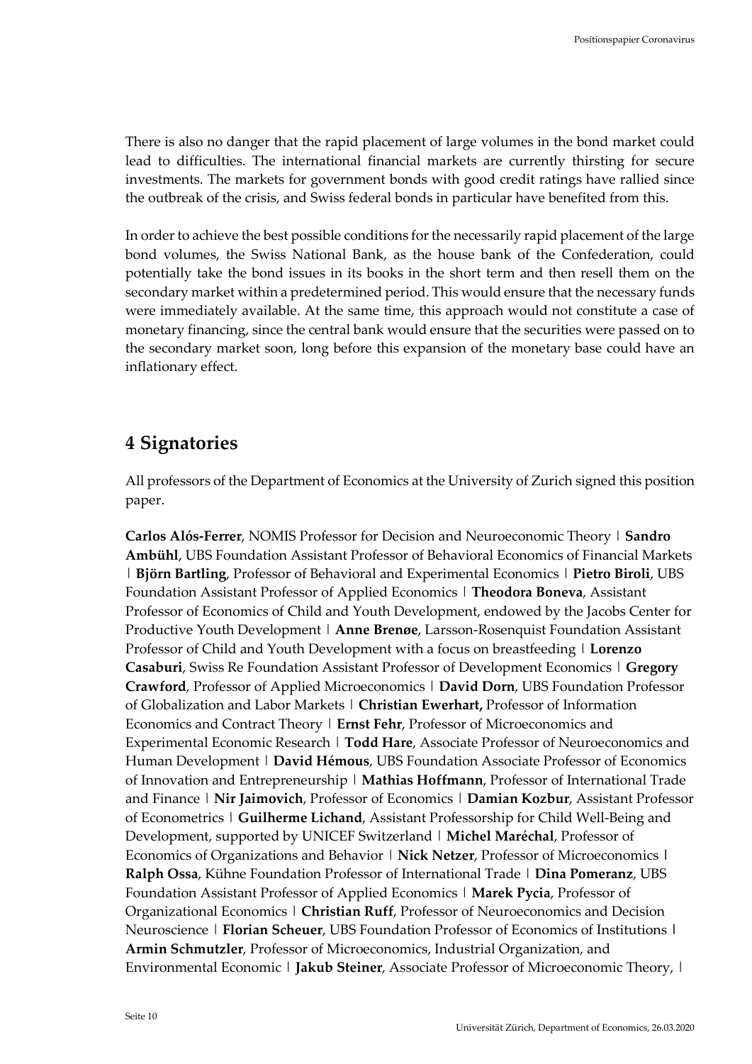There is also no danger that the rapid placement of large volumes in the bond market could lead to difficulties. The international financial markets are currently thirsting for secure investments. The markets for government bonds with good credit ratings have rallied since the outbreak of the crisis, and Swiss federal bonds in particular have benefited from this.

In order to achieve the best possible conditions for the necessarily rapid placement of the large bond volumes, the Swiss National Bank, as the house bank of the Confederation, could potentially take the bond issues in its books in the short term and then resell them on the secondary market within a predetermined period. This would ensure that the necessary funds were immediately available. At the same time, this approach would not constitute a case of monetary financing, since the central bank would ensure that the securities were passed on to the secondary market soon, long before this expansion of the monetary base could have an inflationary effect.

## 4 Signatories

All professors of the Department of Economics at the University of Zurich signed this position paper.

**Carlos Alós-Ferrer**, NOMIS Professor for Decision and Neuroeconomic Theory | **Sandro Ambühl**, UBS Foundation Assistant Professor of Behavioral Economics of Financial Markets | **Björn Bartling**, Professor of Behavioral and Experimental Economics | **Pietro Biroli**, UBS Foundation Assistant Professor of Applied Economics | **Theodora Boneva**, Assistant Professor of Economics of Child and Youth Development, endowed by the Jacobs Center for Productive Youth Development | **Anne Brenøe**, Larsson-Rosenquist Foundation Assistant Professor of Child and Youth Development with a focus on breastfeeding | **Lorenzo Casaburi**, Swiss Re Foundation Assistant Professor of Development Economics | **Gregory Crawford**, Professor of Applied Microeconomics | **David Dorn**, UBS Foundation Professor of Globalization and Labor Markets | **Christian Ewerhart,** Professor of Information Economics and Contract Theory | **Ernst Fehr**, Professor of Microeconomics and Experimental Economic Research | **Todd Hare**, Associate Professor of Neuroeconomics and Human Development | **David Hémous**, UBS Foundation Associate Professor of Economics of Innovation and Entrepreneurship | **Mathias Hoffmann**, Professor of International Trade and Finance | **Nir Jaimovich**, Professor of Economics | **Damian Kozbur**, Assistant Professor of Econometrics | **Guilherme Lichand**, Assistant Professorship for Child Well-Being and Development, supported by UNICEF Switzerland | **Michel Maréchal**, Professor of Economics of Organizations and Behavior | **Nick Netzer**, Professor of Microeconomics | **Ralph Ossa**, Kühne Foundation Professor of International Trade | **Dina Pomeranz**, UBS Foundation Assistant Professor of Applied Economics | **Marek Pycia**, Professor of Organizational Economics | **Christian Ruff**, Professor of Neuroeconomics and Decision Neuroscience | **Florian Scheuer**, UBS Foundation Professor of Economics of Institutions | **Armin Schmutzler**, Professor of Microeconomics, Industrial Organization, and Environmental Economic | **Jakub Steiner**, Associate Professor of Microeconomic Theory, |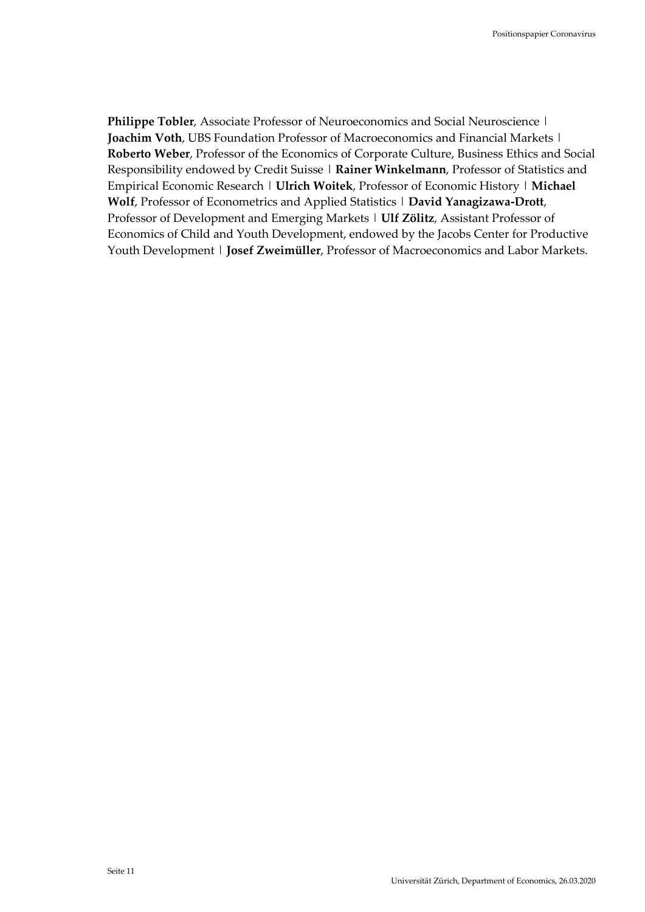**Philippe Tobler**, Associate Professor of Neuroeconomics and Social Neuroscience | **Joachim Voth**, UBS Foundation Professor of Macroeconomics and Financial Markets | **Roberto Weber**, Professor of the Economics of Corporate Culture, Business Ethics and Social Responsibility endowed by Credit Suisse | **Rainer Winkelmann**, Professor of Statistics and Empirical Economic Research | **Ulrich Woitek**, Professor of Economic History | **Michael Wolf**, Professor of Econometrics and Applied Statistics | **David Yanagizawa-Drott**, Professor of Development and Emerging Markets | **Ulf Zölitz**, Assistant Professor of Economics of Child and Youth Development, endowed by the Jacobs Center for Productive Youth Development | **Josef Zweimüller**, Professor of Macroeconomics and Labor Markets.